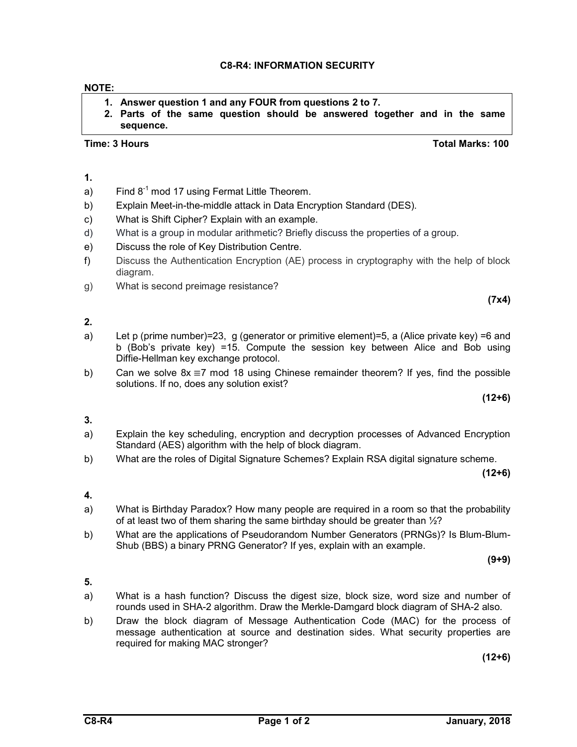# C8-R4: INFORMATION SECURITY

**NOTE:**

> 1. **Answer question 1 and any FOUR from questions 2 to 7.**
> 2. **Parts of the same question should be answered together and in the same sequence.**

**Time: 3 Hours** **Total Marks: 100**

**1.**

a) Find $8^{-1}$ mod 17 using Fermat Little Theorem.

b) Explain Meet-in-the-middle attack in Data Encryption Standard (DES).

c) What is Shift Cipher? Explain with an example.

d) What is a group in modular arithmetic? Briefly discuss the properties of a group.

e) Discuss the role of Key Distribution Centre.

f) Discuss the Authentication Encryption (AE) process in cryptography with the help of block diagram.

g) What is second preimage resistance?

**(7x4)**

**2.**

a) Let p (prime number)=23, g (generator or primitive element)=5, a (Alice private key) =6 and b (Bob's private key) =15. Compute the session key between Alice and Bob using Diffie-Hellman key exchange protocol.

b) Can we solve $8x \equiv 7 \bmod 18$ using Chinese remainder theorem? If yes, find the possible solutions. If no, does any solution exist?

**(12+6)**

**3.**

a) Explain the key scheduling, encryption and decryption processes of Advanced Encryption Standard (AES) algorithm with the help of block diagram.

b) What are the roles of Digital Signature Schemes? Explain RSA digital signature scheme.

**(12+6)**

**4.**

a) What is Birthday Paradox? How many people are required in a room so that the probability of at least two of them sharing the same birthday should be greater than ½?

b) What are the applications of Pseudorandom Number Generators (PRNGs)? Is Blum-Blum-Shub (BBS) a binary PRNG Generator? If yes, explain with an example.

**(9+9)**

**5.**

a) What is a hash function? Discuss the digest size, block size, word size and number of rounds used in SHA-2 algorithm. Draw the Merkle-Damgard block diagram of SHA-2 also.

b) Draw the block diagram of Message Authentication Code (MAC) for the process of message authentication at source and destination sides. What security properties are required for making MAC stronger?

**(12+6)**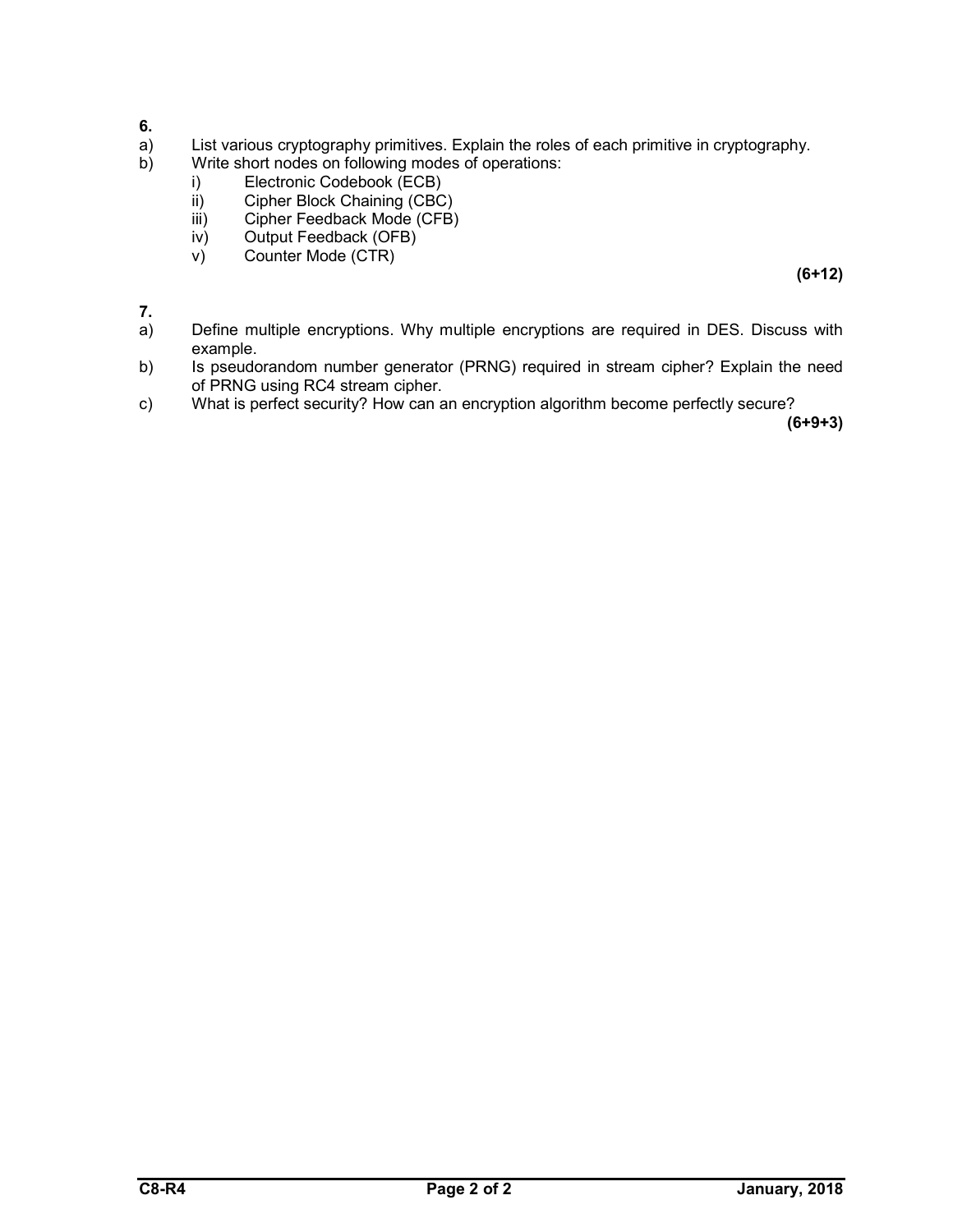**6.**

a) List various cryptography primitives. Explain the roles of each primitive in cryptography.

b) Write short nodes on following modes of operations:

   i) Electronic Codebook (ECB)

   ii) Cipher Block Chaining (CBC)

   iii) Cipher Feedback Mode (CFB)

   iv) Output Feedback (OFB)

   v) Counter Mode (CTR)

**(6+12)**

**7.**

a) Define multiple encryptions. Why multiple encryptions are required in DES. Discuss with example.

b) Is pseudorandom number generator (PRNG) required in stream cipher? Explain the need of PRNG using RC4 stream cipher.

c) What is perfect security? How can an encryption algorithm become perfectly secure?

**(6+9+3)**